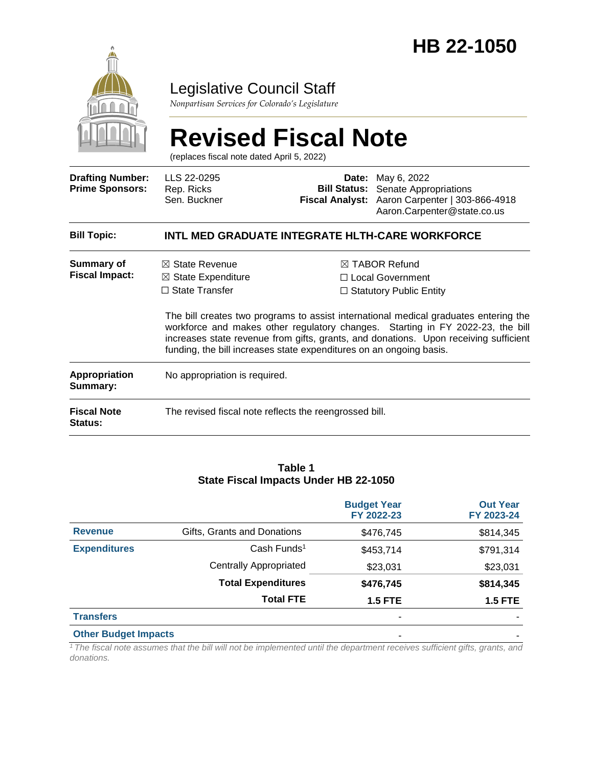# HB 22-1050

## Legislative Council Staff

*Nonpartisan Services for Colorado's Legislature*

# Revised Fiscal Note

(replaces fiscal note dated April 5, 2022)

| | | | |
|---|---|---|---|
| **Drafting Number:** | LLS 22-0295 | **Date:** | May 6, 2022 |
| **Prime Sponsors:** | Rep. Ricks<br>Sen. Buckner | **Bill Status:** | Senate Appropriations |
| | | **Fiscal Analyst:** | Aaron Carpenter \| 303-866-4918<br>Aaron.Carpenter@state.co.us |

**Bill Topic:** **INTL MED GRADUATE INTEGRATE HLTH-CARE WORKFORCE**

**Summary of Fiscal Impact:**

☒ State Revenue
☒ State Expenditure
☐ State Transfer
☒ TABOR Refund
☐ Local Government
☐ Statutory Public Entity

The bill creates two programs to assist international medical graduates entering the workforce and makes other regulatory changes. Starting in FY 2022-23, the bill increases state revenue from gifts, grants, and donations. Upon receiving sufficient funding, the bill increases state expenditures on an ongoing basis.

**Appropriation Summary:** No appropriation is required.

**Fiscal Note Status:** The revised fiscal note reflects the reengrossed bill.

**Table 1**
**State Fiscal Impacts Under HB 22-1050**

| | | Budget Year FY 2022-23 | Out Year FY 2023-24 |
|---|---|---|---|
| **Revenue** | Gifts, Grants and Donations | $476,745 | $814,345 |
| **Expenditures** | Cash Funds[1] | $453,714 | $791,314 |
| | Centrally Appropriated | $23,031 | $23,031 |
| | **Total Expenditures** | **$476,745** | **$814,345** |
| | **Total FTE** | **1.5 FTE** | **1.5 FTE** |
| **Transfers** | | - | - |
| **Other Budget Impacts** | | - | - |

*[1] The fiscal note assumes that the bill will not be implemented until the department receives sufficient gifts, grants, and donations.*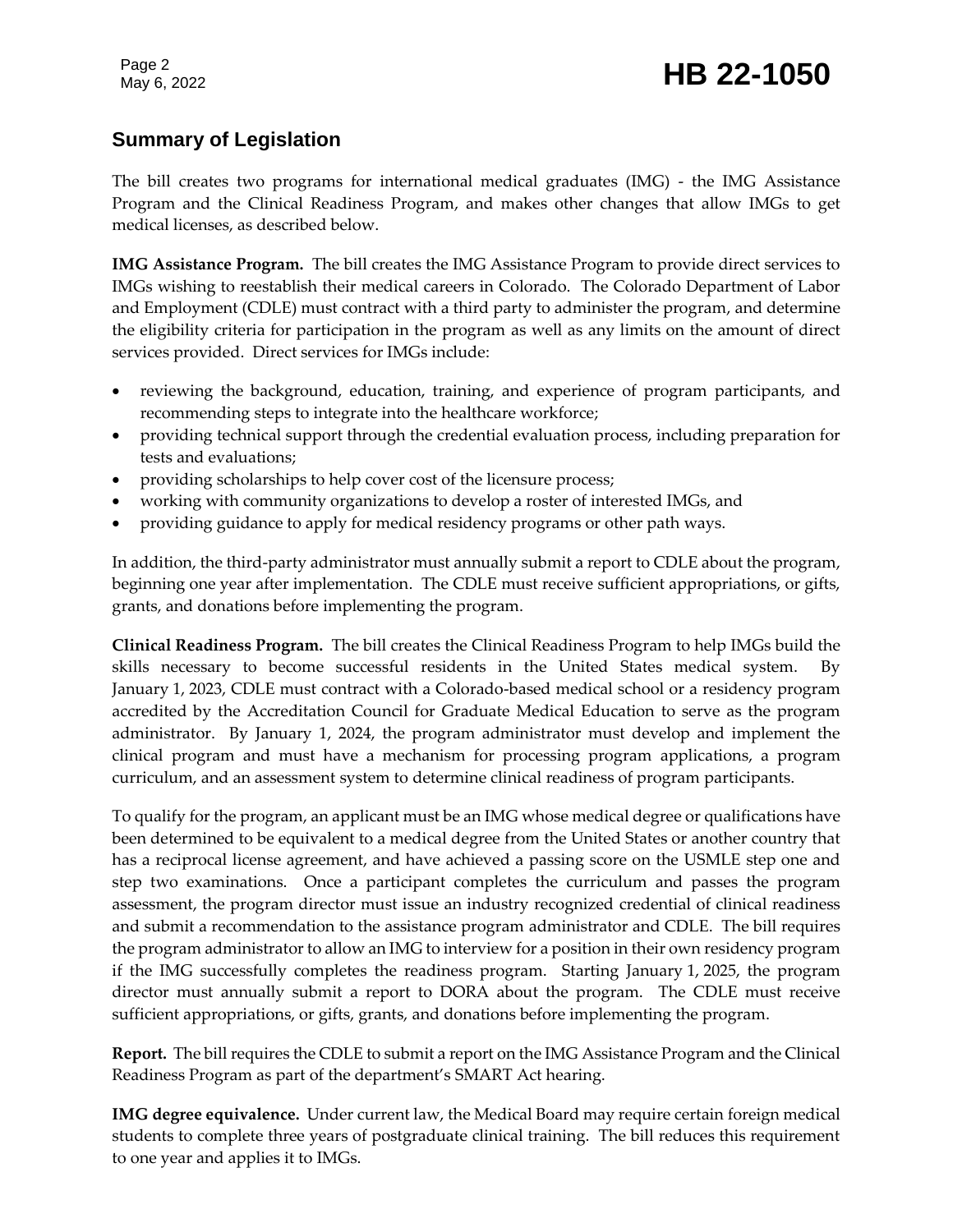## Summary of Legislation

The bill creates two programs for international medical graduates (IMG) - the IMG Assistance Program and the Clinical Readiness Program, and makes other changes that allow IMGs to get medical licenses, as described below.

**IMG Assistance Program.** The bill creates the IMG Assistance Program to provide direct services to IMGs wishing to reestablish their medical careers in Colorado. The Colorado Department of Labor and Employment (CDLE) must contract with a third party to administer the program, and determine the eligibility criteria for participation in the program as well as any limits on the amount of direct services provided. Direct services for IMGs include:

- reviewing the background, education, training, and experience of program participants, and recommending steps to integrate into the healthcare workforce;
- providing technical support through the credential evaluation process, including preparation for tests and evaluations;
- providing scholarships to help cover cost of the licensure process;
- working with community organizations to develop a roster of interested IMGs, and
- providing guidance to apply for medical residency programs or other path ways.

In addition, the third-party administrator must annually submit a report to CDLE about the program, beginning one year after implementation. The CDLE must receive sufficient appropriations, or gifts, grants, and donations before implementing the program.

**Clinical Readiness Program.** The bill creates the Clinical Readiness Program to help IMGs build the skills necessary to become successful residents in the United States medical system. By January 1, 2023, CDLE must contract with a Colorado-based medical school or a residency program accredited by the Accreditation Council for Graduate Medical Education to serve as the program administrator. By January 1, 2024, the program administrator must develop and implement the clinical program and must have a mechanism for processing program applications, a program curriculum, and an assessment system to determine clinical readiness of program participants.

To qualify for the program, an applicant must be an IMG whose medical degree or qualifications have been determined to be equivalent to a medical degree from the United States or another country that has a reciprocal license agreement, and have achieved a passing score on the USMLE step one and step two examinations. Once a participant completes the curriculum and passes the program assessment, the program director must issue an industry recognized credential of clinical readiness and submit a recommendation to the assistance program administrator and CDLE. The bill requires the program administrator to allow an IMG to interview for a position in their own residency program if the IMG successfully completes the readiness program. Starting January 1, 2025, the program director must annually submit a report to DORA about the program. The CDLE must receive sufficient appropriations, or gifts, grants, and donations before implementing the program.

**Report.** The bill requires the CDLE to submit a report on the IMG Assistance Program and the Clinical Readiness Program as part of the department's SMART Act hearing.

**IMG degree equivalence.** Under current law, the Medical Board may require certain foreign medical students to complete three years of postgraduate clinical training. The bill reduces this requirement to one year and applies it to IMGs.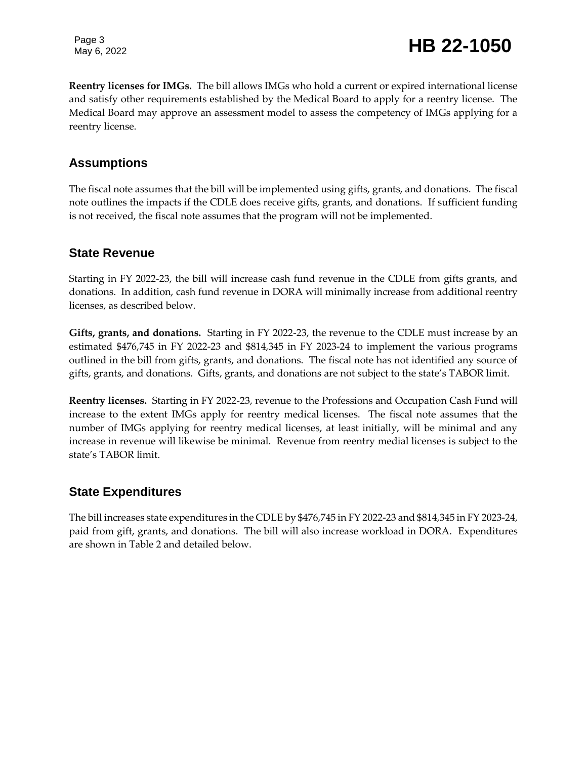**Reentry licenses for IMGs.** The bill allows IMGs who hold a current or expired international license and satisfy other requirements established by the Medical Board to apply for a reentry license. The Medical Board may approve an assessment model to assess the competency of IMGs applying for a reentry license.

## Assumptions

The fiscal note assumes that the bill will be implemented using gifts, grants, and donations. The fiscal note outlines the impacts if the CDLE does receive gifts, grants, and donations. If sufficient funding is not received, the fiscal note assumes that the program will not be implemented.

## State Revenue

Starting in FY 2022-23, the bill will increase cash fund revenue in the CDLE from gifts grants, and donations. In addition, cash fund revenue in DORA will minimally increase from additional reentry licenses, as described below.

**Gifts, grants, and donations.** Starting in FY 2022-23, the revenue to the CDLE must increase by an estimated $476,745 in FY 2022-23 and $814,345 in FY 2023-24 to implement the various programs outlined in the bill from gifts, grants, and donations. The fiscal note has not identified any source of gifts, grants, and donations. Gifts, grants, and donations are not subject to the state's TABOR limit.

**Reentry licenses.** Starting in FY 2022-23, revenue to the Professions and Occupation Cash Fund will increase to the extent IMGs apply for reentry medical licenses. The fiscal note assumes that the number of IMGs applying for reentry medical licenses, at least initially, will be minimal and any increase in revenue will likewise be minimal. Revenue from reentry medial licenses is subject to the state's TABOR limit.

## State Expenditures

The bill increases state expenditures in the CDLE by $476,745 in FY 2022-23 and $814,345 in FY 2023-24, paid from gift, grants, and donations. The bill will also increase workload in DORA. Expenditures are shown in Table 2 and detailed below.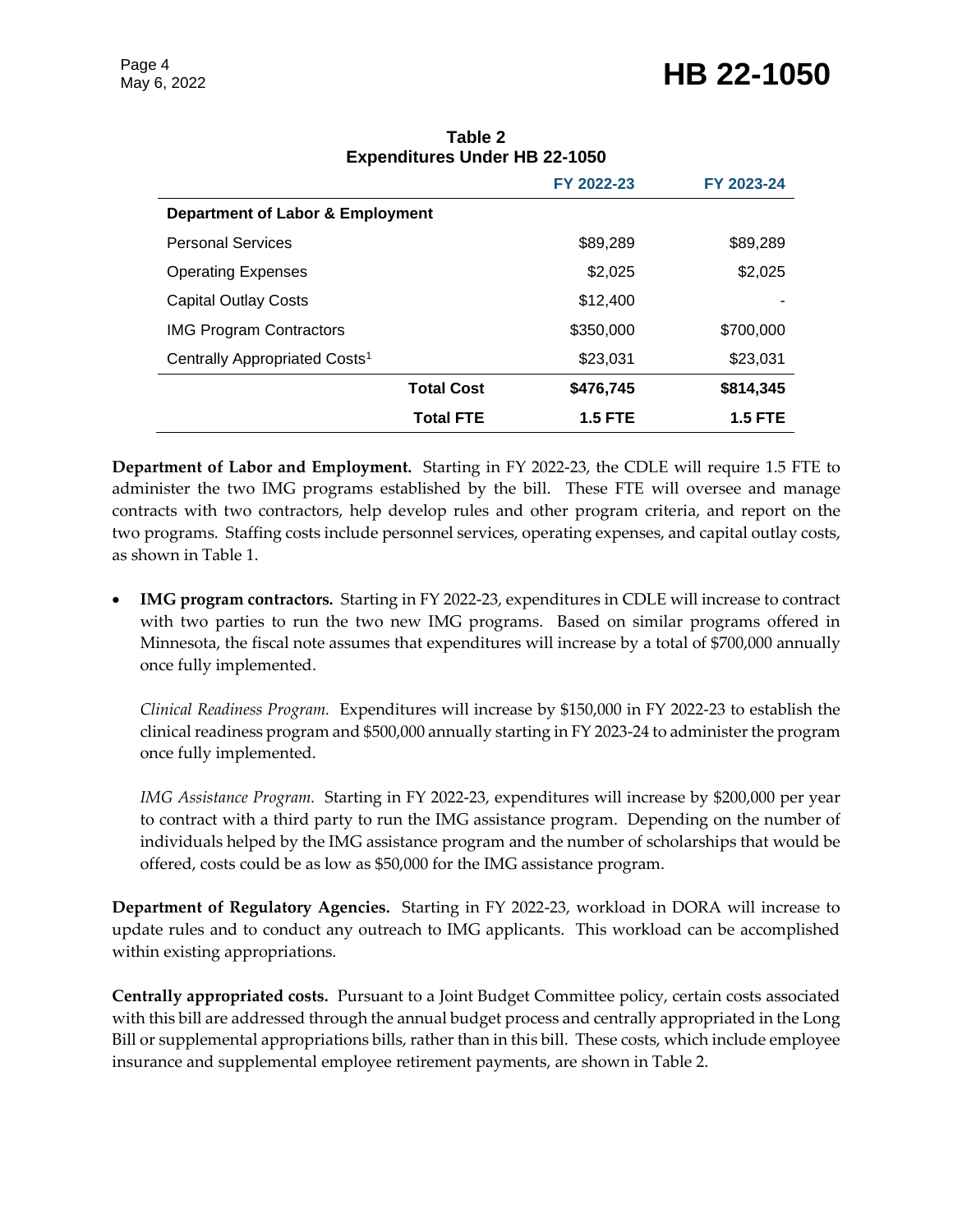**Table 2**
**Expenditures Under HB 22-1050**

| | FY 2022-23 | FY 2023-24 |
|---|---|---|
| **Department of Labor & Employment** | | |
| Personal Services | $89,289 | $89,289 |
| Operating Expenses | $2,025 | $2,025 |
| Capital Outlay Costs | $12,400 | - |
| IMG Program Contractors | $350,000 | $700,000 |
| Centrally Appropriated Costs[1] | $23,031 | $23,031 |
| **Total Cost** | **$476,745** | **$814,345** |
| **Total FTE** | **1.5 FTE** | **1.5 FTE** |

**Department of Labor and Employment.** Starting in FY 2022-23, the CDLE will require 1.5 FTE to administer the two IMG programs established by the bill. These FTE will oversee and manage contracts with two contractors, help develop rules and other program criteria, and report on the two programs. Staffing costs include personnel services, operating expenses, and capital outlay costs, as shown in Table 1.

- **IMG program contractors.** Starting in FY 2022-23, expenditures in CDLE will increase to contract with two parties to run the two new IMG programs. Based on similar programs offered in Minnesota, the fiscal note assumes that expenditures will increase by a total of $700,000 annually once fully implemented.

  *Clinical Readiness Program.* Expenditures will increase by $150,000 in FY 2022-23 to establish the clinical readiness program and $500,000 annually starting in FY 2023-24 to administer the program once fully implemented.

  *IMG Assistance Program.* Starting in FY 2022-23, expenditures will increase by $200,000 per year to contract with a third party to run the IMG assistance program. Depending on the number of individuals helped by the IMG assistance program and the number of scholarships that would be offered, costs could be as low as $50,000 for the IMG assistance program.

**Department of Regulatory Agencies.** Starting in FY 2022-23, workload in DORA will increase to update rules and to conduct any outreach to IMG applicants. This workload can be accomplished within existing appropriations.

**Centrally appropriated costs.** Pursuant to a Joint Budget Committee policy, certain costs associated with this bill are addressed through the annual budget process and centrally appropriated in the Long Bill or supplemental appropriations bills, rather than in this bill. These costs, which include employee insurance and supplemental employee retirement payments, are shown in Table 2.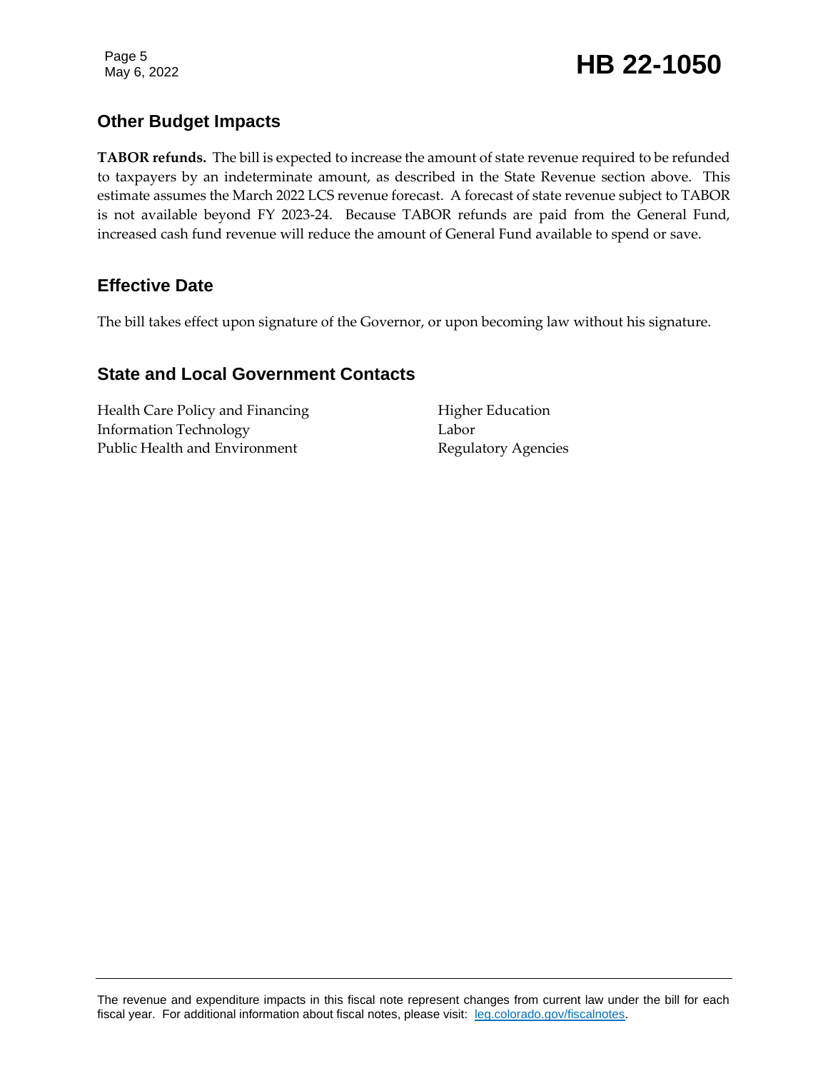## Other Budget Impacts

**TABOR refunds.** The bill is expected to increase the amount of state revenue required to be refunded to taxpayers by an indeterminate amount, as described in the State Revenue section above. This estimate assumes the March 2022 LCS revenue forecast. A forecast of state revenue subject to TABOR is not available beyond FY 2023-24. Because TABOR refunds are paid from the General Fund, increased cash fund revenue will reduce the amount of General Fund available to spend or save.

## Effective Date

The bill takes effect upon signature of the Governor, or upon becoming law without his signature.

## State and Local Government Contacts

| | |
|---|---|
| Health Care Policy and Financing | Higher Education |
| Information Technology | Labor |
| Public Health and Environment | Regulatory Agencies |

The revenue and expenditure impacts in this fiscal note represent changes from current law under the bill for each fiscal year. For additional information about fiscal notes, please visit: leg.colorado.gov/fiscalnotes.